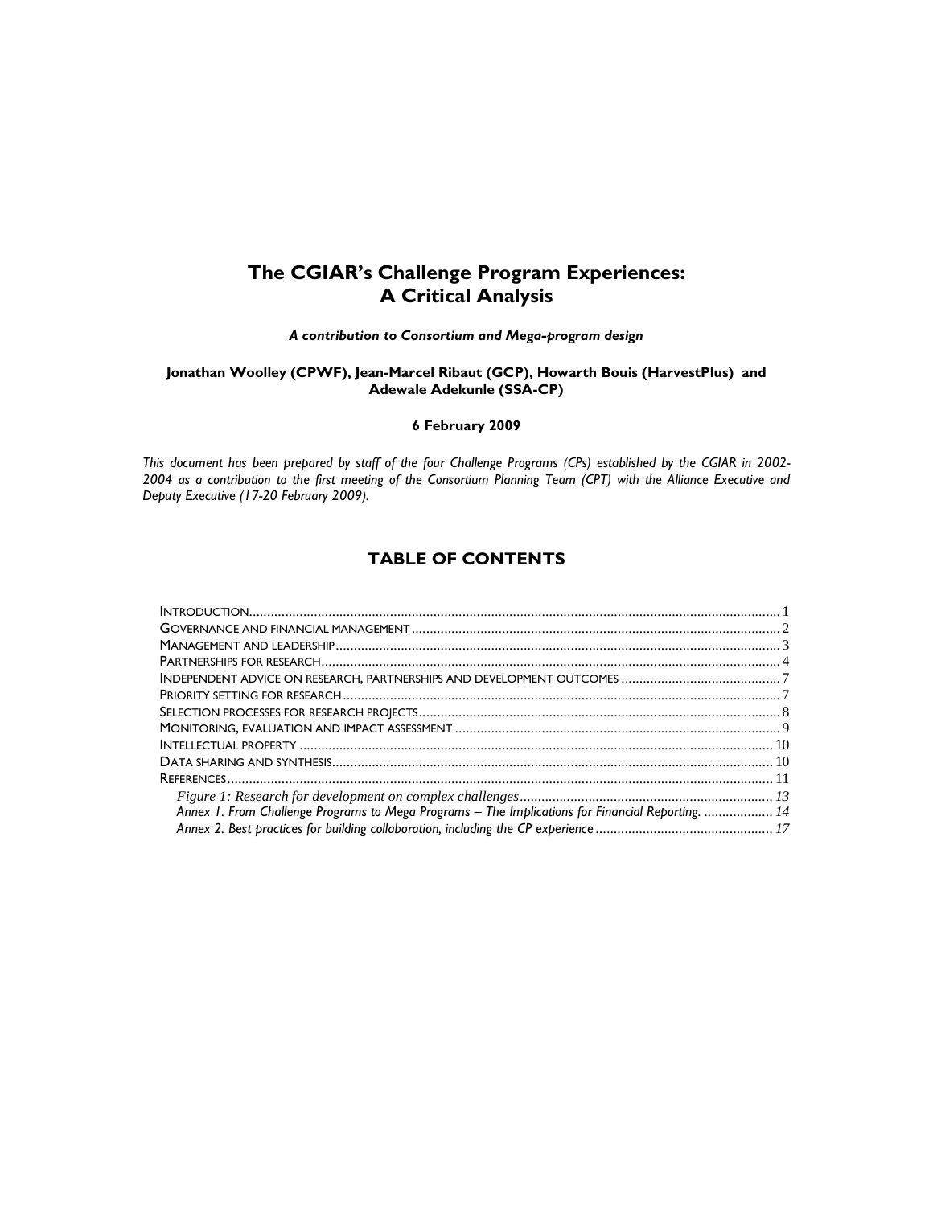# The CGIAR's Challenge Program Experiences: A Critical Analysis

***A contribution to Consortium and Mega-program design***

**Jonathan Woolley (CPWF), Jean-Marcel Ribaut (GCP), Howarth Bouis (HarvestPlus) and Adewale Adekunle (SSA-CP)**

**6 February 2009**

*This document has been prepared by staff of the four Challenge Programs (CPs) established by the CGIAR in 2002-2004 as a contribution to the first meeting of the Consortium Planning Team (CPT) with the Alliance Executive and Deputy Executive (17-20 February 2009).*

## TABLE OF CONTENTS

- Introduction ..... 1
- Governance and financial management ..... 2
- Management and leadership ..... 3
- Partnerships for research ..... 4
- Independent advice on research, partnerships and development outcomes ..... 7
- Priority setting for research ..... 7
- Selection processes for research projects ..... 8
- Monitoring, evaluation and impact assessment ..... 9
- Intellectual property ..... 10
- Data sharing and synthesis ..... 10
- References ..... 11
  - *Figure 1: Research for development on complex challenges ..... 13*
  - *Annex 1. From Challenge Programs to Mega Programs – The Implications for Financial Reporting. ..... 14*
  - *Annex 2. Best practices for building collaboration, including the CP experience ..... 17*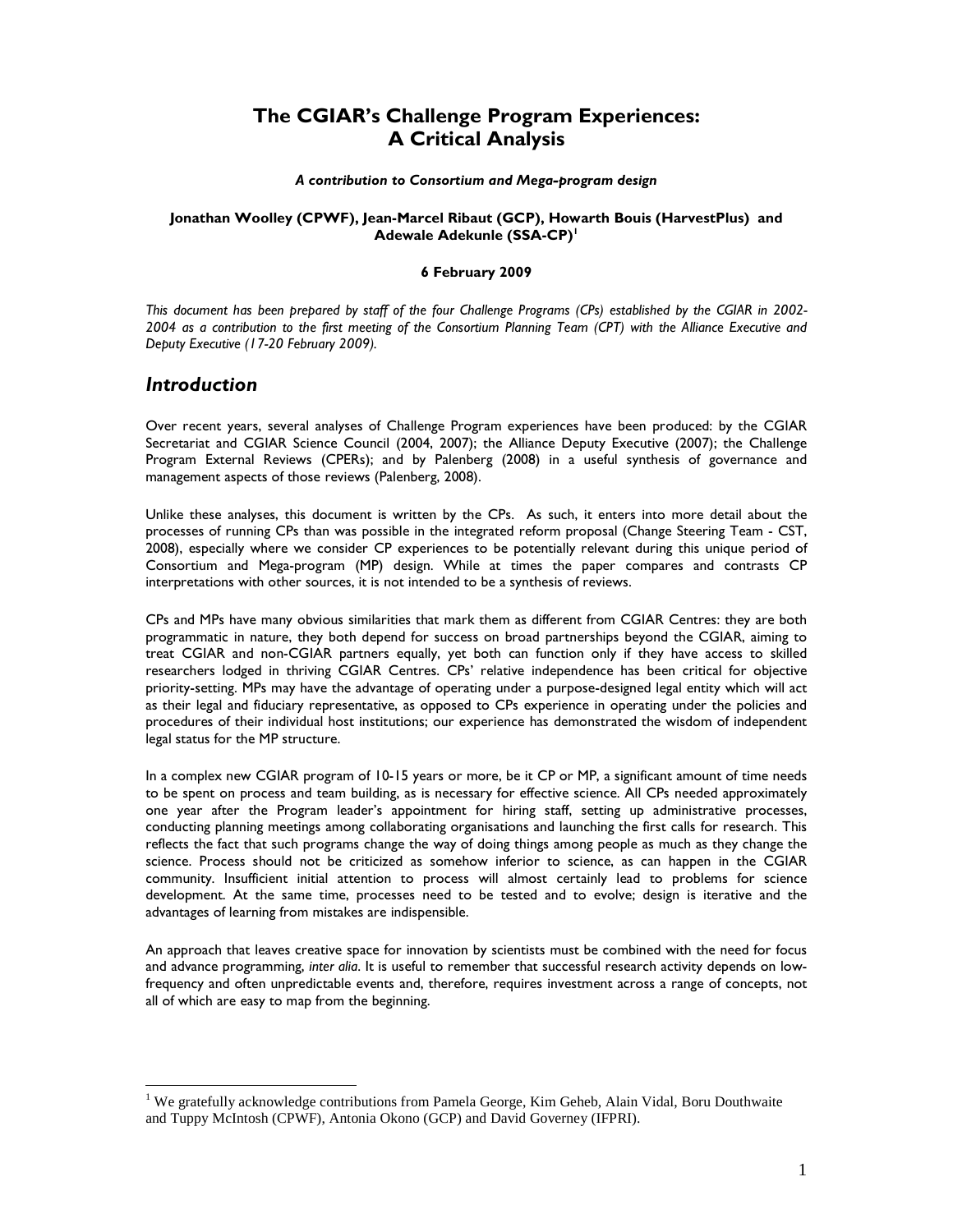# The CGIAR's Challenge Program Experiences: A Critical Analysis

***A contribution to Consortium and Mega-program design***

**Jonathan Woolley (CPWF), Jean-Marcel Ribaut (GCP), Howarth Bouis (HarvestPlus) and Adewale Adekunle (SSA-CP)**[1]

**6 February 2009**

*This document has been prepared by staff of the four Challenge Programs (CPs) established by the CGIAR in 2002-2004 as a contribution to the first meeting of the Consortium Planning Team (CPT) with the Alliance Executive and Deputy Executive (17-20 February 2009).*

## *Introduction*

Over recent years, several analyses of Challenge Program experiences have been produced: by the CGIAR Secretariat and CGIAR Science Council (2004, 2007); the Alliance Deputy Executive (2007); the Challenge Program External Reviews (CPERs); and by Palenberg (2008) in a useful synthesis of governance and management aspects of those reviews (Palenberg, 2008).

Unlike these analyses, this document is written by the CPs. As such, it enters into more detail about the processes of running CPs than was possible in the integrated reform proposal (Change Steering Team - CST, 2008), especially where we consider CP experiences to be potentially relevant during this unique period of Consortium and Mega-program (MP) design. While at times the paper compares and contrasts CP interpretations with other sources, it is not intended to be a synthesis of reviews.

CPs and MPs have many obvious similarities that mark them as different from CGIAR Centres: they are both programmatic in nature, they both depend for success on broad partnerships beyond the CGIAR, aiming to treat CGIAR and non-CGIAR partners equally, yet both can function only if they have access to skilled researchers lodged in thriving CGIAR Centres. CPs' relative independence has been critical for objective priority-setting. MPs may have the advantage of operating under a purpose-designed legal entity which will act as their legal and fiduciary representative, as opposed to CPs experience in operating under the policies and procedures of their individual host institutions; our experience has demonstrated the wisdom of independent legal status for the MP structure.

In a complex new CGIAR program of 10-15 years or more, be it CP or MP, a significant amount of time needs to be spent on process and team building, as is necessary for effective science. All CPs needed approximately one year after the Program leader's appointment for hiring staff, setting up administrative processes, conducting planning meetings among collaborating organisations and launching the first calls for research. This reflects the fact that such programs change the way of doing things among people as much as they change the science. Process should not be criticized as somehow inferior to science, as can happen in the CGIAR community. Insufficient initial attention to process will almost certainly lead to problems for science development. At the same time, processes need to be tested and to evolve; design is iterative and the advantages of learning from mistakes are indispensible.

An approach that leaves creative space for innovation by scientists must be combined with the need for focus and advance programming, *inter alia*. It is useful to remember that successful research activity depends on low-frequency and often unpredictable events and, therefore, requires investment across a range of concepts, not all of which are easy to map from the beginning.

[1] We gratefully acknowledge contributions from Pamela George, Kim Geheb, Alain Vidal, Boru Douthwaite and Tuppy McIntosh (CPWF), Antonia Okono (GCP) and David Governey (IFPRI).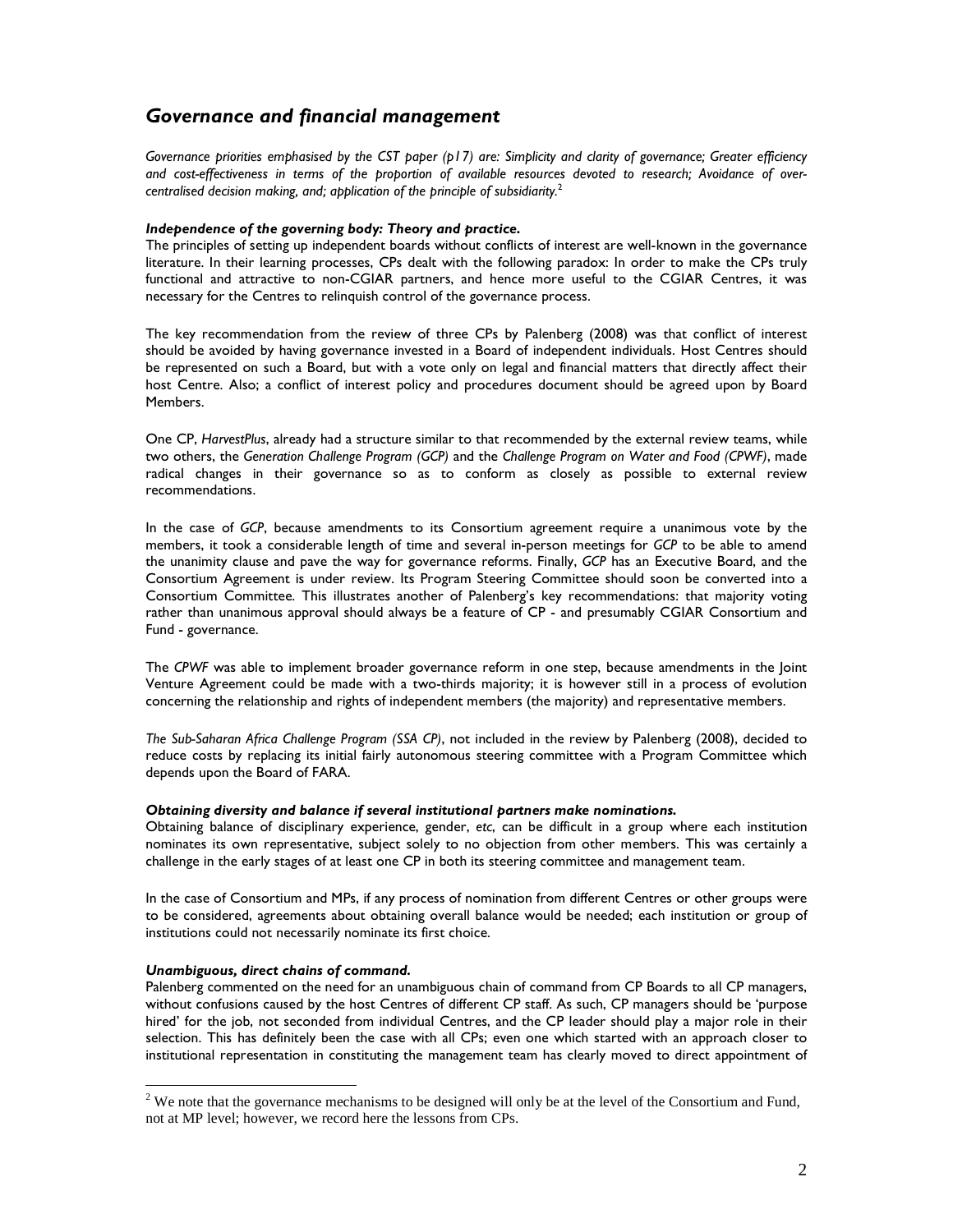## *Governance and financial management*

*Governance priorities emphasised by the CST paper (p17) are: Simplicity and clarity of governance; Greater efficiency and cost-effectiveness in terms of the proportion of available resources devoted to research; Avoidance of over-centralised decision making, and; application of the principle of subsidiarity.*[2]

***Independence of the governing body: Theory and practice.***
The principles of setting up independent boards without conflicts of interest are well-known in the governance literature. In their learning processes, CPs dealt with the following paradox: In order to make the CPs truly functional and attractive to non-CGIAR partners, and hence more useful to the CGIAR Centres, it was necessary for the Centres to relinquish control of the governance process.

The key recommendation from the review of three CPs by Palenberg (2008) was that conflict of interest should be avoided by having governance invested in a Board of independent individuals. Host Centres should be represented on such a Board, but with a vote only on legal and financial matters that directly affect their host Centre. Also; a conflict of interest policy and procedures document should be agreed upon by Board Members.

One CP, *HarvestPlus*, already had a structure similar to that recommended by the external review teams, while two others, the *Generation Challenge Program (GCP)* and the *Challenge Program on Water and Food (CPWF)*, made radical changes in their governance so as to conform as closely as possible to external review recommendations.

In the case of *GCP*, because amendments to its Consortium agreement require a unanimous vote by the members, it took a considerable length of time and several in-person meetings for *GCP* to be able to amend the unanimity clause and pave the way for governance reforms. Finally, *GCP* has an Executive Board, and the Consortium Agreement is under review. Its Program Steering Committee should soon be converted into a Consortium Committee. This illustrates another of Palenberg's key recommendations: that majority voting rather than unanimous approval should always be a feature of CP - and presumably CGIAR Consortium and Fund - governance.

The *CPWF* was able to implement broader governance reform in one step, because amendments in the Joint Venture Agreement could be made with a two-thirds majority; it is however still in a process of evolution concerning the relationship and rights of independent members (the majority) and representative members.

*The Sub-Saharan Africa Challenge Program (SSA CP)*, not included in the review by Palenberg (2008), decided to reduce costs by replacing its initial fairly autonomous steering committee with a Program Committee which depends upon the Board of FARA.

***Obtaining diversity and balance if several institutional partners make nominations.***
Obtaining balance of disciplinary experience, gender, *etc*, can be difficult in a group where each institution nominates its own representative, subject solely to no objection from other members. This was certainly a challenge in the early stages of at least one CP in both its steering committee and management team.

In the case of Consortium and MPs, if any process of nomination from different Centres or other groups were to be considered, agreements about obtaining overall balance would be needed; each institution or group of institutions could not necessarily nominate its first choice.

***Unambiguous, direct chains of command.***
Palenberg commented on the need for an unambiguous chain of command from CP Boards to all CP managers, without confusions caused by the host Centres of different CP staff. As such, CP managers should be 'purpose hired' for the job, not seconded from individual Centres, and the CP leader should play a major role in their selection. This has definitely been the case with all CPs; even one which started with an approach closer to institutional representation in constituting the management team has clearly moved to direct appointment of

---

[2] We note that the governance mechanisms to be designed will only be at the level of the Consortium and Fund, not at MP level; however, we record here the lessons from CPs.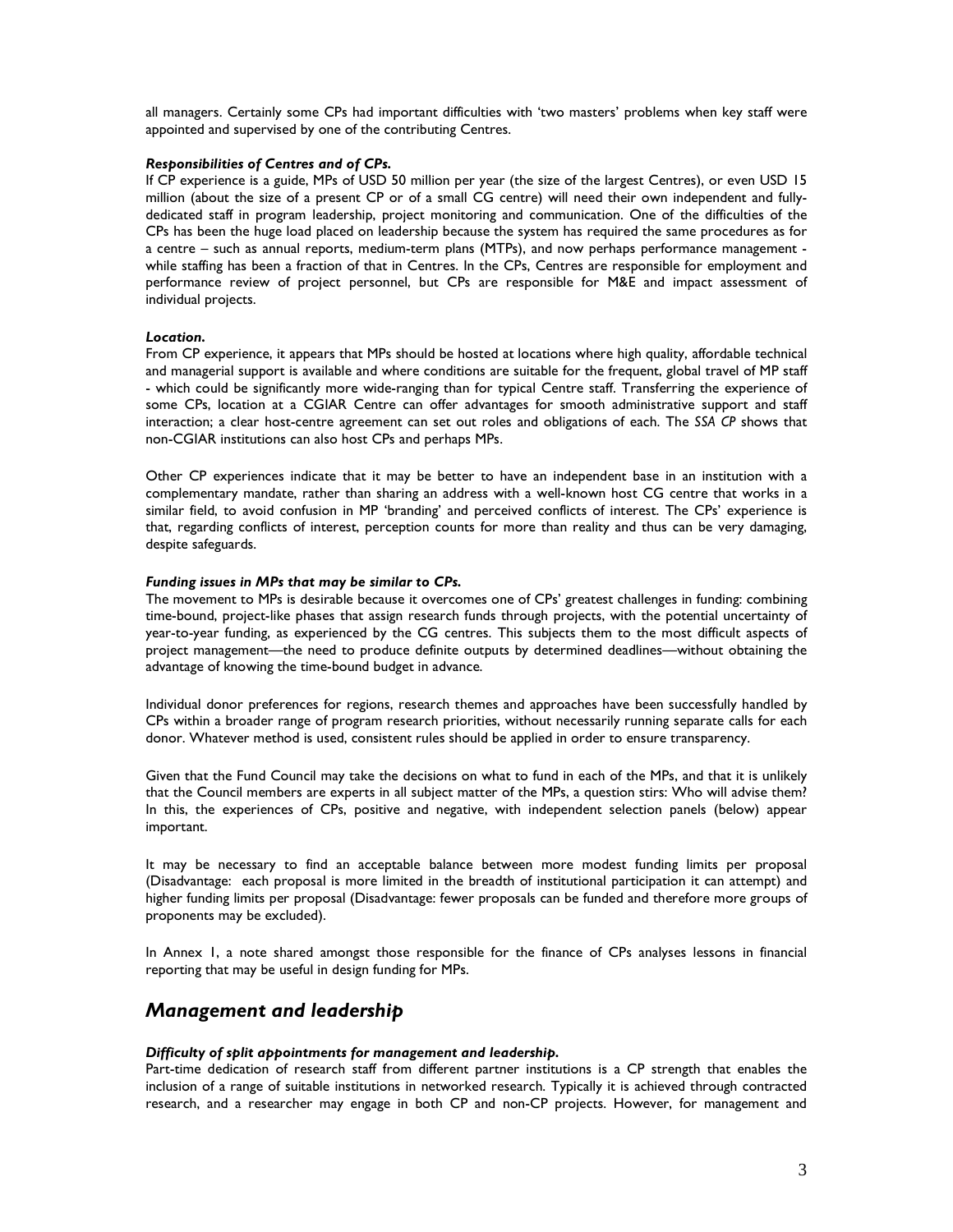all managers. Certainly some CPs had important difficulties with 'two masters' problems when key staff were appointed and supervised by one of the contributing Centres.

***Responsibilities of Centres and of CPs.***

If CP experience is a guide, MPs of USD 50 million per year (the size of the largest Centres), or even USD 15 million (about the size of a present CP or of a small CG centre) will need their own independent and fully-dedicated staff in program leadership, project monitoring and communication. One of the difficulties of the CPs has been the huge load placed on leadership because the system has required the same procedures as for a centre – such as annual reports, medium-term plans (MTPs), and now perhaps performance management - while staffing has been a fraction of that in Centres. In the CPs, Centres are responsible for employment and performance review of project personnel, but CPs are responsible for M&E and impact assessment of individual projects.

***Location.***

From CP experience, it appears that MPs should be hosted at locations where high quality, affordable technical and managerial support is available and where conditions are suitable for the frequent, global travel of MP staff - which could be significantly more wide-ranging than for typical Centre staff. Transferring the experience of some CPs, location at a CGIAR Centre can offer advantages for smooth administrative support and staff interaction; a clear host-centre agreement can set out roles and obligations of each. The *SSA CP* shows that non-CGIAR institutions can also host CPs and perhaps MPs.

Other CP experiences indicate that it may be better to have an independent base in an institution with a complementary mandate, rather than sharing an address with a well-known host CG centre that works in a similar field, to avoid confusion in MP 'branding' and perceived conflicts of interest. The CPs' experience is that, regarding conflicts of interest, perception counts for more than reality and thus can be very damaging, despite safeguards.

***Funding issues in MPs that may be similar to CPs.***

The movement to MPs is desirable because it overcomes one of CPs' greatest challenges in funding: combining time-bound, project-like phases that assign research funds through projects, with the potential uncertainty of year-to-year funding, as experienced by the CG centres. This subjects them to the most difficult aspects of project management—the need to produce definite outputs by determined deadlines—without obtaining the advantage of knowing the time-bound budget in advance.

Individual donor preferences for regions, research themes and approaches have been successfully handled by CPs within a broader range of program research priorities, without necessarily running separate calls for each donor. Whatever method is used, consistent rules should be applied in order to ensure transparency.

Given that the Fund Council may take the decisions on what to fund in each of the MPs, and that it is unlikely that the Council members are experts in all subject matter of the MPs, a question stirs: Who will advise them? In this, the experiences of CPs, positive and negative, with independent selection panels (below) appear important.

It may be necessary to find an acceptable balance between more modest funding limits per proposal (Disadvantage: each proposal is more limited in the breadth of institutional participation it can attempt) and higher funding limits per proposal (Disadvantage: fewer proposals can be funded and therefore more groups of proponents may be excluded).

In Annex 1, a note shared amongst those responsible for the finance of CPs analyses lessons in financial reporting that may be useful in design funding for MPs.

## *Management and leadership*

***Difficulty of split appointments for management and leadership.***

Part-time dedication of research staff from different partner institutions is a CP strength that enables the inclusion of a range of suitable institutions in networked research. Typically it is achieved through contracted research, and a researcher may engage in both CP and non-CP projects. However, for management and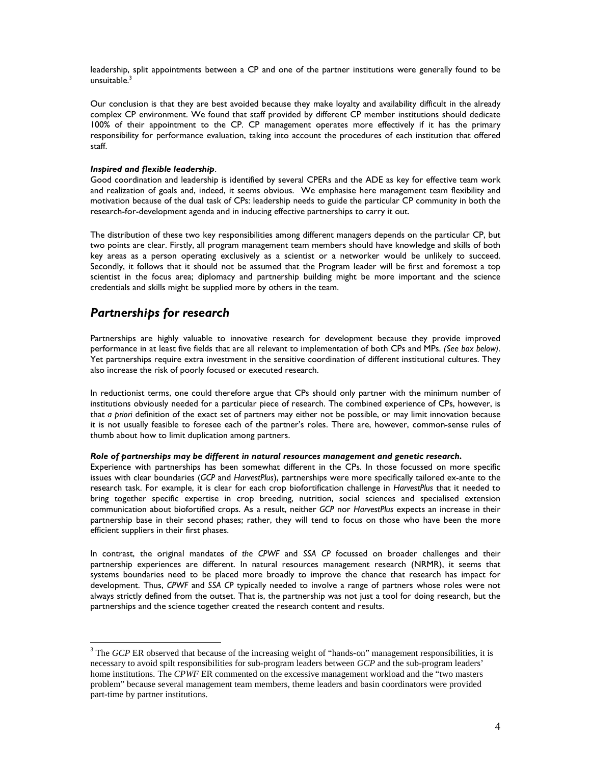leadership, split appointments between a CP and one of the partner institutions were generally found to be unsuitable.[3]

Our conclusion is that they are best avoided because they make loyalty and availability difficult in the already complex CP environment. We found that staff provided by different CP member institutions should dedicate 100% of their appointment to the CP. CP management operates more effectively if it has the primary responsibility for performance evaluation, taking into account the procedures of each institution that offered staff.

***Inspired and flexible leadership*.**
Good coordination and leadership is identified by several CPERs and the ADE as key for effective team work and realization of goals and, indeed, it seems obvious. We emphasise here management team flexibility and motivation because of the dual task of CPs: leadership needs to guide the particular CP community in both the research-for-development agenda and in inducing effective partnerships to carry it out.

The distribution of these two key responsibilities among different managers depends on the particular CP, but two points are clear. Firstly, all program management team members should have knowledge and skills of both key areas as a person operating exclusively as a scientist or a networker would be unlikely to succeed. Secondly, it follows that it should not be assumed that the Program leader will be first and foremost a top scientist in the focus area; diplomacy and partnership building might be more important and the science credentials and skills might be supplied more by others in the team.

## *Partnerships for research*

Partnerships are highly valuable to innovative research for development because they provide improved performance in at least five fields that are all relevant to implementation of both CPs and MPs. *(See box below)*. Yet partnerships require extra investment in the sensitive coordination of different institutional cultures. They also increase the risk of poorly focused or executed research.

In reductionist terms, one could therefore argue that CPs should only partner with the minimum number of institutions obviously needed for a particular piece of research. The combined experience of CPs, however, is that *a priori* definition of the exact set of partners may either not be possible, or may limit innovation because it is not usually feasible to foresee each of the partner's roles. There are, however, common-sense rules of thumb about how to limit duplication among partners.

***Role of partnerships may be different in natural resources management and genetic research.***
Experience with partnerships has been somewhat different in the CPs. In those focussed on more specific issues with clear boundaries (*GCP* and *HarvestPlus*), partnerships were more specifically tailored ex-ante to the research task. For example, it is clear for each crop biofortification challenge in *HarvestPlus* that it needed to bring together specific expertise in crop breeding, nutrition, social sciences and specialised extension communication about biofortified crops. As a result, neither *GCP* nor *HarvestPlus* expects an increase in their partnership base in their second phases; rather, they will tend to focus on those who have been the more efficient suppliers in their first phases.

In contrast, the original mandates of *the CPWF* and *SSA CP* focussed on broader challenges and their partnership experiences are different. In natural resources management research (NRMR), it seems that systems boundaries need to be placed more broadly to improve the chance that research has impact for development. Thus, *CPWF* and *SSA CP* typically needed to involve a range of partners whose roles were not always strictly defined from the outset. That is, the partnership was not just a tool for doing research, but the partnerships and the science together created the research content and results.

[3] The *GCP* ER observed that because of the increasing weight of "hands-on" management responsibilities, it is necessary to avoid spilt responsibilities for sub-program leaders between *GCP* and the sub-program leaders' home institutions. The *CPWF* ER commented on the excessive management workload and the "two masters problem" because several management team members, theme leaders and basin coordinators were provided part-time by partner institutions.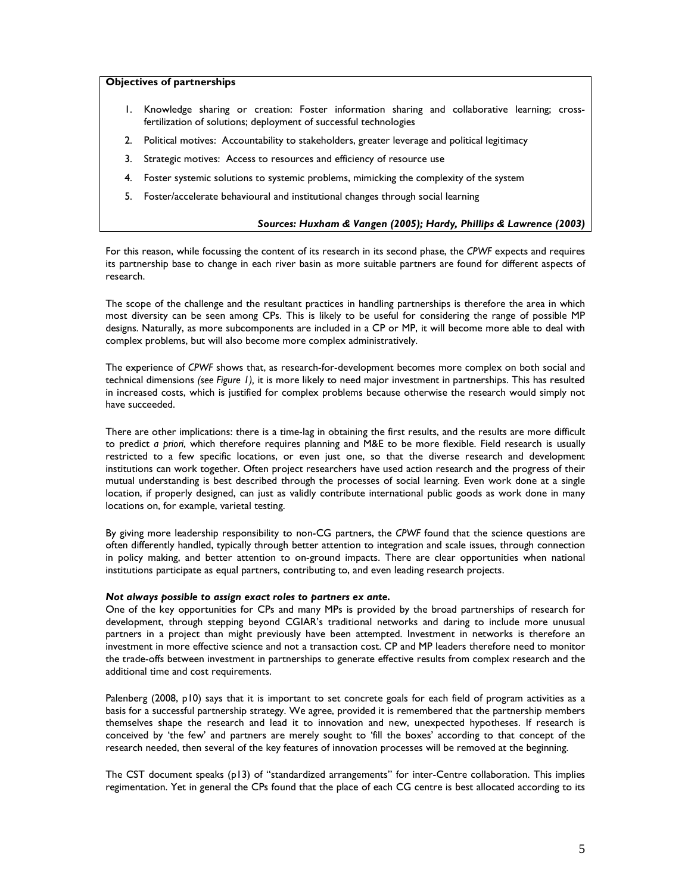**Objectives of partnerships**

1. Knowledge sharing or creation: Foster information sharing and collaborative learning; cross-fertilization of solutions; deployment of successful technologies
2. Political motives: Accountability to stakeholders, greater leverage and political legitimacy
3. Strategic motives: Access to resources and efficiency of resource use
4. Foster systemic solutions to systemic problems, mimicking the complexity of the system
5. Foster/accelerate behavioural and institutional changes through social learning

***Sources: Huxham & Vangen (2005); Hardy, Phillips & Lawrence (2003)***

For this reason, while focussing the content of its research in its second phase, the *CPWF* expects and requires its partnership base to change in each river basin as more suitable partners are found for different aspects of research.

The scope of the challenge and the resultant practices in handling partnerships is therefore the area in which most diversity can be seen among CPs. This is likely to be useful for considering the range of possible MP designs. Naturally, as more subcomponents are included in a CP or MP, it will become more able to deal with complex problems, but will also become more complex administratively.

The experience of *CPWF* shows that, as research-for-development becomes more complex on both social and technical dimensions *(see Figure 1)*, it is more likely to need major investment in partnerships. This has resulted in increased costs, which is justified for complex problems because otherwise the research would simply not have succeeded.

There are other implications: there is a time-lag in obtaining the first results, and the results are more difficult to predict *a priori*, which therefore requires planning and M&E to be more flexible. Field research is usually restricted to a few specific locations, or even just one, so that the diverse research and development institutions can work together. Often project researchers have used action research and the progress of their mutual understanding is best described through the processes of social learning. Even work done at a single location, if properly designed, can just as validly contribute international public goods as work done in many locations on, for example, varietal testing.

By giving more leadership responsibility to non-CG partners, the *CPWF* found that the science questions are often differently handled, typically through better attention to integration and scale issues, through connection in policy making, and better attention to on-ground impacts. There are clear opportunities when national institutions participate as equal partners, contributing to, and even leading research projects.

***Not always possible to assign exact roles to partners ex ante.***

One of the key opportunities for CPs and many MPs is provided by the broad partnerships of research for development, through stepping beyond CGIAR's traditional networks and daring to include more unusual partners in a project than might previously have been attempted. Investment in networks is therefore an investment in more effective science and not a transaction cost. CP and MP leaders therefore need to monitor the trade-offs between investment in partnerships to generate effective results from complex research and the additional time and cost requirements.

Palenberg (2008, p10) says that it is important to set concrete goals for each field of program activities as a basis for a successful partnership strategy. We agree, provided it is remembered that the partnership members themselves shape the research and lead it to innovation and new, unexpected hypotheses. If research is conceived by 'the few' and partners are merely sought to 'fill the boxes' according to that concept of the research needed, then several of the key features of innovation processes will be removed at the beginning.

The CST document speaks (p13) of "standardized arrangements" for inter-Centre collaboration. This implies regimentation. Yet in general the CPs found that the place of each CG centre is best allocated according to its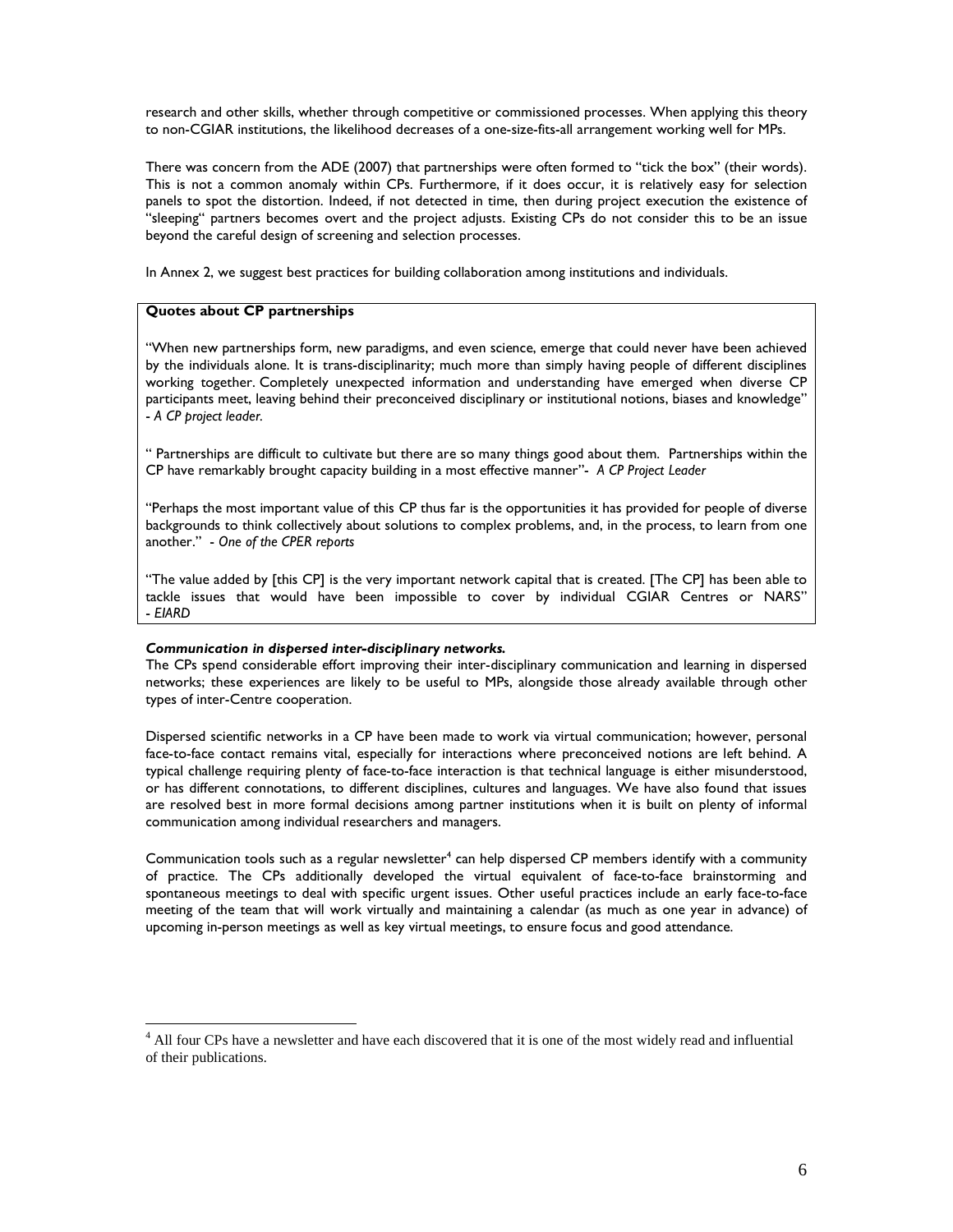research and other skills, whether through competitive or commissioned processes. When applying this theory to non-CGIAR institutions, the likelihood decreases of a one-size-fits-all arrangement working well for MPs.

There was concern from the ADE (2007) that partnerships were often formed to "tick the box" (their words). This is not a common anomaly within CPs. Furthermore, if it does occur, it is relatively easy for selection panels to spot the distortion. Indeed, if not detected in time, then during project execution the existence of "sleeping" partners becomes overt and the project adjusts. Existing CPs do not consider this to be an issue beyond the careful design of screening and selection processes.

In Annex 2, we suggest best practices for building collaboration among institutions and individuals.

> **Quotes about CP partnerships**
>
> "When new partnerships form, new paradigms, and even science, emerge that could never have been achieved by the individuals alone. It is trans-disciplinarity; much more than simply having people of different disciplines working together. Completely unexpected information and understanding have emerged when diverse CP participants meet, leaving behind their preconceived disciplinary or institutional notions, biases and knowledge" - *A CP project leader.*
>
> " Partnerships are difficult to cultivate but there are so many things good about them. Partnerships within the CP have remarkably brought capacity building in a most effective manner"- *A CP Project Leader*
>
> "Perhaps the most important value of this CP thus far is the opportunities it has provided for people of diverse backgrounds to think collectively about solutions to complex problems, and, in the process, to learn from one another." - *One of the CPER reports*
>
> "The value added by [this CP] is the very important network capital that is created. [The CP] has been able to tackle issues that would have been impossible to cover by individual CGIAR Centres or NARS" - *EIARD*

***Communication in dispersed inter-disciplinary networks.***

The CPs spend considerable effort improving their inter-disciplinary communication and learning in dispersed networks; these experiences are likely to be useful to MPs, alongside those already available through other types of inter-Centre cooperation.

Dispersed scientific networks in a CP have been made to work via virtual communication; however, personal face-to-face contact remains vital, especially for interactions where preconceived notions are left behind. A typical challenge requiring plenty of face-to-face interaction is that technical language is either misunderstood, or has different connotations, to different disciplines, cultures and languages. We have also found that issues are resolved best in more formal decisions among partner institutions when it is built on plenty of informal communication among individual researchers and managers.

Communication tools such as a regular newsletter[4] can help dispersed CP members identify with a community of practice. The CPs additionally developed the virtual equivalent of face-to-face brainstorming and spontaneous meetings to deal with specific urgent issues. Other useful practices include an early face-to-face meeting of the team that will work virtually and maintaining a calendar (as much as one year in advance) of upcoming in-person meetings as well as key virtual meetings, to ensure focus and good attendance.

---

[4] All four CPs have a newsletter and have each discovered that it is one of the most widely read and influential of their publications.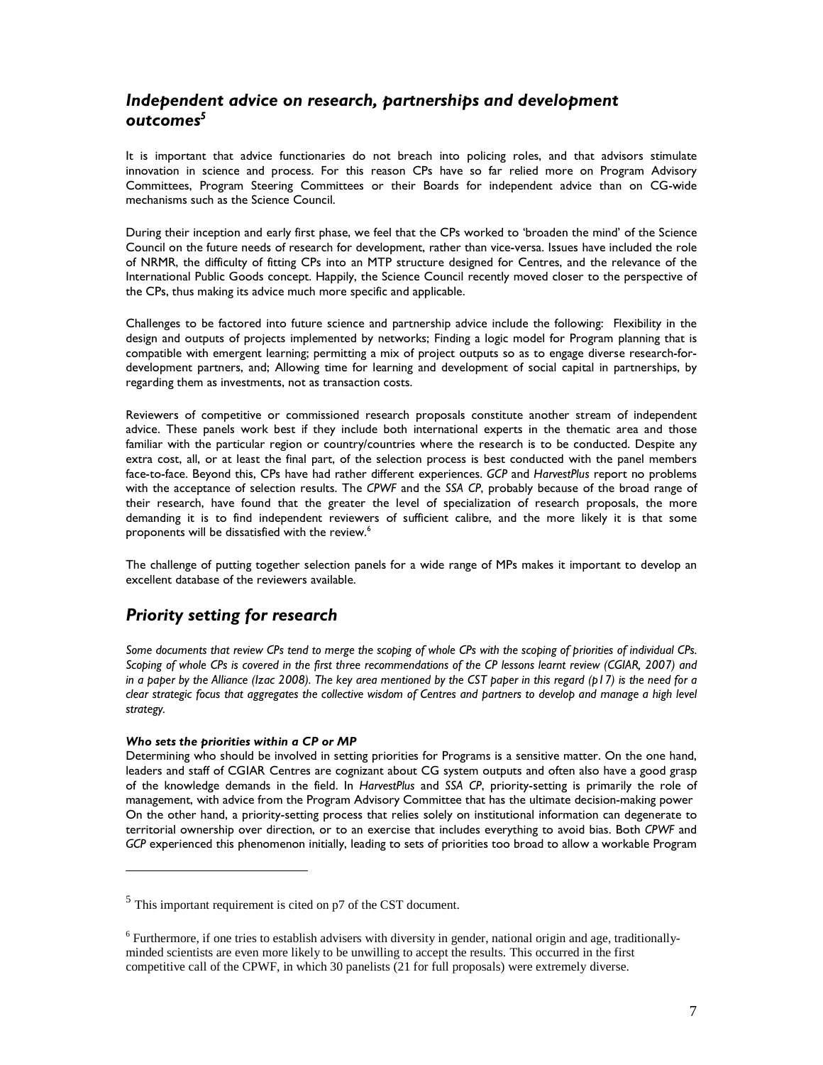## *Independent advice on research, partnerships and development outcomes*[5]

It is important that advice functionaries do not breach into policing roles, and that advisors stimulate innovation in science and process. For this reason CPs have so far relied more on Program Advisory Committees, Program Steering Committees or their Boards for independent advice than on CG-wide mechanisms such as the Science Council.

During their inception and early first phase, we feel that the CPs worked to 'broaden the mind' of the Science Council on the future needs of research for development, rather than vice-versa. Issues have included the role of NRMR, the difficulty of fitting CPs into an MTP structure designed for Centres, and the relevance of the International Public Goods concept. Happily, the Science Council recently moved closer to the perspective of the CPs, thus making its advice much more specific and applicable.

Challenges to be factored into future science and partnership advice include the following: Flexibility in the design and outputs of projects implemented by networks; Finding a logic model for Program planning that is compatible with emergent learning; permitting a mix of project outputs so as to engage diverse research-for-development partners, and; Allowing time for learning and development of social capital in partnerships, by regarding them as investments, not as transaction costs.

Reviewers of competitive or commissioned research proposals constitute another stream of independent advice. These panels work best if they include both international experts in the thematic area and those familiar with the particular region or country/countries where the research is to be conducted. Despite any extra cost, all, or at least the final part, of the selection process is best conducted with the panel members face-to-face. Beyond this, CPs have had rather different experiences. *GCP* and *HarvestPlus* report no problems with the acceptance of selection results. The *CPWF* and the *SSA CP*, probably because of the broad range of their research, have found that the greater the level of specialization of research proposals, the more demanding it is to find independent reviewers of sufficient calibre, and the more likely it is that some proponents will be dissatisfied with the review.[6]

The challenge of putting together selection panels for a wide range of MPs makes it important to develop an excellent database of the reviewers available.

## *Priority setting for research*

*Some documents that review CPs tend to merge the scoping of whole CPs with the scoping of priorities of individual CPs. Scoping of whole CPs is covered in the first three recommendations of the CP lessons learnt review (CGIAR, 2007) and in a paper by the Alliance (Izac 2008). The key area mentioned by the CST paper in this regard (p17) is the need for a clear strategic focus that aggregates the collective wisdom of Centres and partners to develop and manage a high level strategy.*

#### *Who sets the priorities within a CP or MP*

Determining who should be involved in setting priorities for Programs is a sensitive matter. On the one hand, leaders and staff of CGIAR Centres are cognizant about CG system outputs and often also have a good grasp of the knowledge demands in the field. In *HarvestPlus* and *SSA CP*, priority-setting is primarily the role of management, with advice from the Program Advisory Committee that has the ultimate decision-making power On the other hand, a priority-setting process that relies solely on institutional information can degenerate to territorial ownership over direction, or to an exercise that includes everything to avoid bias. Both *CPWF* and *GCP* experienced this phenomenon initially, leading to sets of priorities too broad to allow a workable Program

---

[5] This important requirement is cited on p7 of the CST document.

[6] Furthermore, if one tries to establish advisers with diversity in gender, national origin and age, traditionally-minded scientists are even more likely to be unwilling to accept the results. This occurred in the first competitive call of the CPWF, in which 30 panelists (21 for full proposals) were extremely diverse.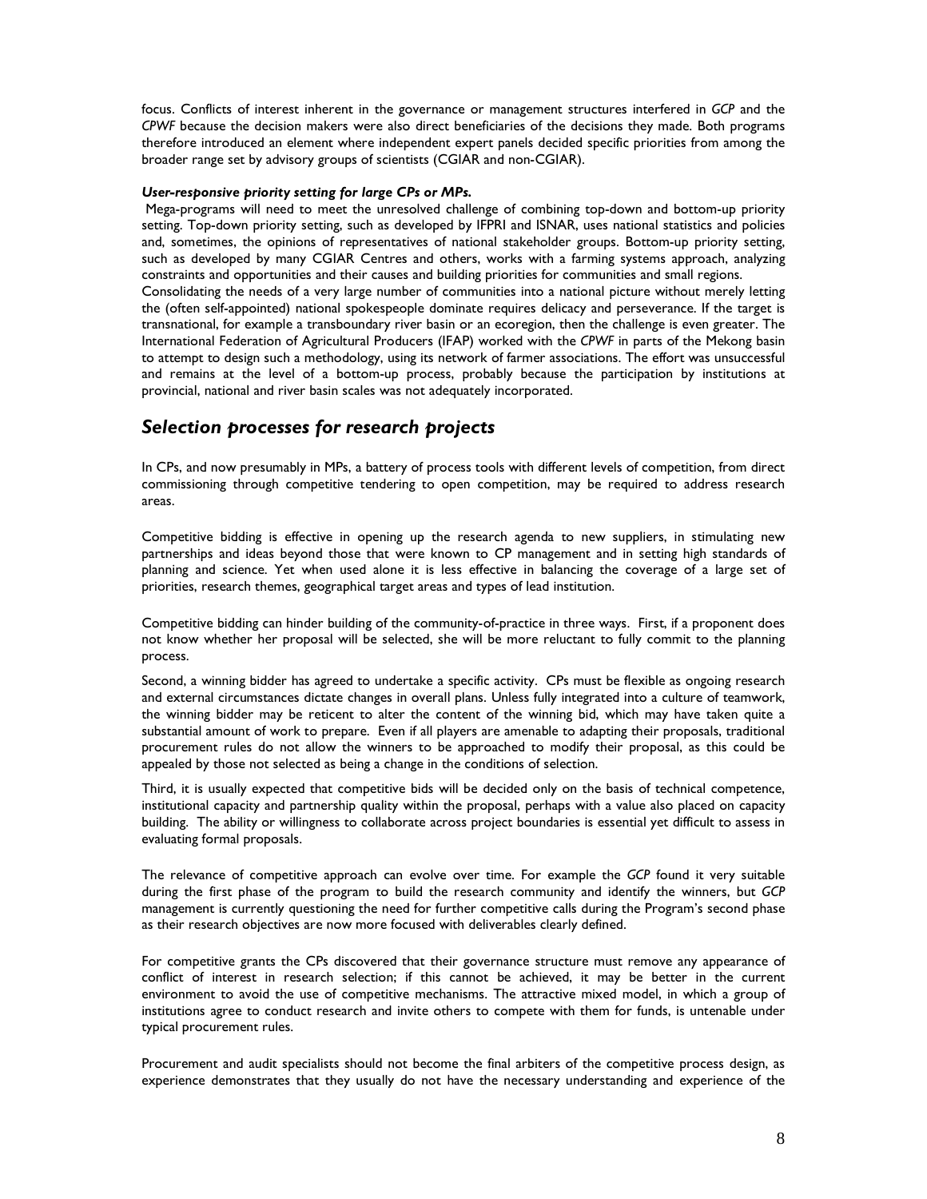focus. Conflicts of interest inherent in the governance or management structures interfered in *GCP* and the *CPWF* because the decision makers were also direct beneficiaries of the decisions they made. Both programs therefore introduced an element where independent expert panels decided specific priorities from among the broader range set by advisory groups of scientists (CGIAR and non-CGIAR).

***User-responsive priority setting for large CPs or MPs.***

Mega-programs will need to meet the unresolved challenge of combining top-down and bottom-up priority setting. Top-down priority setting, such as developed by IFPRI and ISNAR, uses national statistics and policies and, sometimes, the opinions of representatives of national stakeholder groups. Bottom-up priority setting, such as developed by many CGIAR Centres and others, works with a farming systems approach, analyzing constraints and opportunities and their causes and building priorities for communities and small regions.

Consolidating the needs of a very large number of communities into a national picture without merely letting the (often self-appointed) national spokespeople dominate requires delicacy and perseverance. If the target is transnational, for example a transboundary river basin or an ecoregion, then the challenge is even greater. The International Federation of Agricultural Producers (IFAP) worked with the *CPWF* in parts of the Mekong basin to attempt to design such a methodology, using its network of farmer associations. The effort was unsuccessful and remains at the level of a bottom-up process, probably because the participation by institutions at provincial, national and river basin scales was not adequately incorporated.

## *Selection processes for research projects*

In CPs, and now presumably in MPs, a battery of process tools with different levels of competition, from direct commissioning through competitive tendering to open competition, may be required to address research areas.

Competitive bidding is effective in opening up the research agenda to new suppliers, in stimulating new partnerships and ideas beyond those that were known to CP management and in setting high standards of planning and science. Yet when used alone it is less effective in balancing the coverage of a large set of priorities, research themes, geographical target areas and types of lead institution.

Competitive bidding can hinder building of the community-of-practice in three ways. First, if a proponent does not know whether her proposal will be selected, she will be more reluctant to fully commit to the planning process.

Second, a winning bidder has agreed to undertake a specific activity. CPs must be flexible as ongoing research and external circumstances dictate changes in overall plans. Unless fully integrated into a culture of teamwork, the winning bidder may be reticent to alter the content of the winning bid, which may have taken quite a substantial amount of work to prepare. Even if all players are amenable to adapting their proposals, traditional procurement rules do not allow the winners to be approached to modify their proposal, as this could be appealed by those not selected as being a change in the conditions of selection.

Third, it is usually expected that competitive bids will be decided only on the basis of technical competence, institutional capacity and partnership quality within the proposal, perhaps with a value also placed on capacity building. The ability or willingness to collaborate across project boundaries is essential yet difficult to assess in evaluating formal proposals.

The relevance of competitive approach can evolve over time. For example the *GCP* found it very suitable during the first phase of the program to build the research community and identify the winners, but *GCP* management is currently questioning the need for further competitive calls during the Program's second phase as their research objectives are now more focused with deliverables clearly defined.

For competitive grants the CPs discovered that their governance structure must remove any appearance of conflict of interest in research selection; if this cannot be achieved, it may be better in the current environment to avoid the use of competitive mechanisms. The attractive mixed model, in which a group of institutions agree to conduct research and invite others to compete with them for funds, is untenable under typical procurement rules.

Procurement and audit specialists should not become the final arbiters of the competitive process design, as experience demonstrates that they usually do not have the necessary understanding and experience of the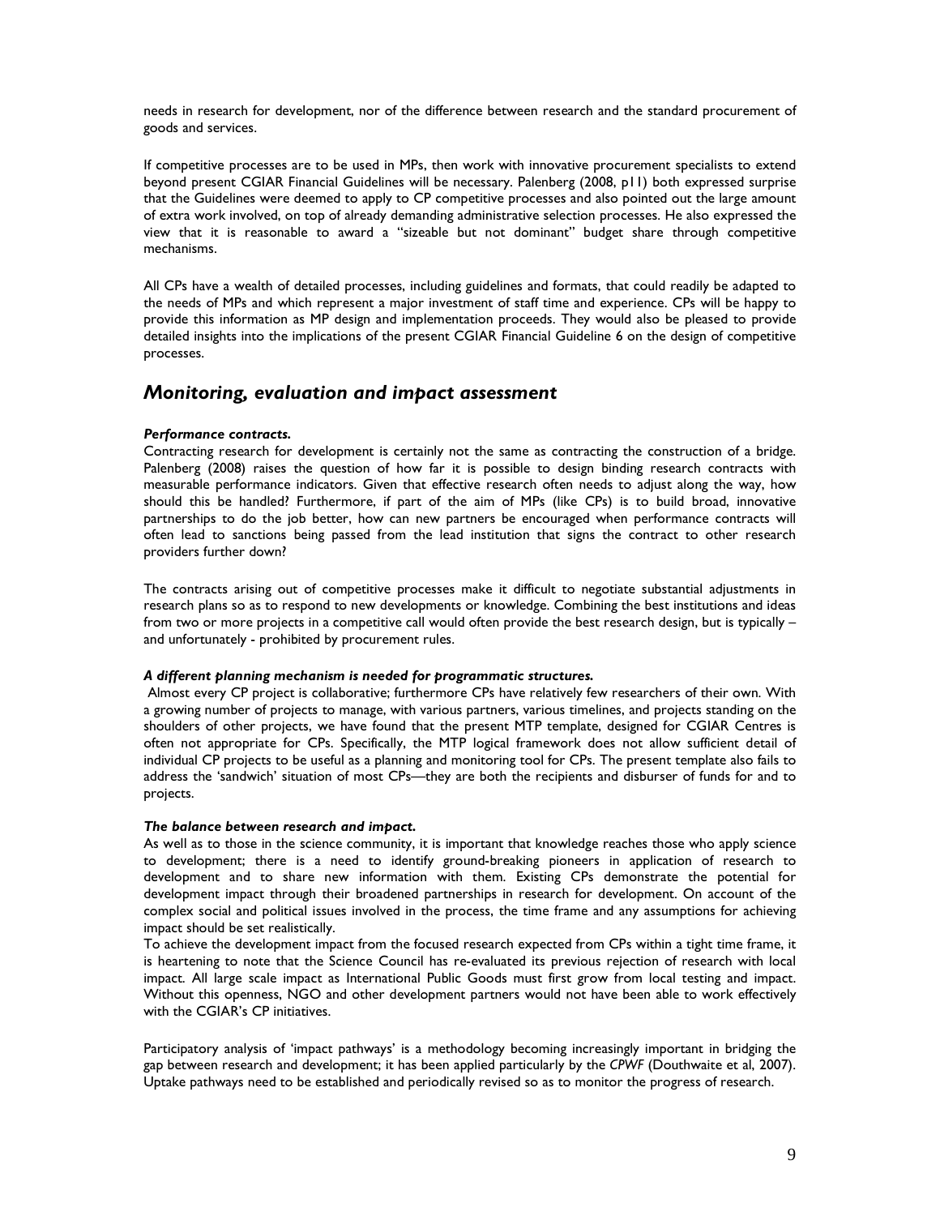needs in research for development, nor of the difference between research and the standard procurement of goods and services.

If competitive processes are to be used in MPs, then work with innovative procurement specialists to extend beyond present CGIAR Financial Guidelines will be necessary. Palenberg (2008, p11) both expressed surprise that the Guidelines were deemed to apply to CP competitive processes and also pointed out the large amount of extra work involved, on top of already demanding administrative selection processes. He also expressed the view that it is reasonable to award a "sizeable but not dominant" budget share through competitive mechanisms.

All CPs have a wealth of detailed processes, including guidelines and formats, that could readily be adapted to the needs of MPs and which represent a major investment of staff time and experience. CPs will be happy to provide this information as MP design and implementation proceeds. They would also be pleased to provide detailed insights into the implications of the present CGIAR Financial Guideline 6 on the design of competitive processes.

## *Monitoring, evaluation and impact assessment*

***Performance contracts.***

Contracting research for development is certainly not the same as contracting the construction of a bridge. Palenberg (2008) raises the question of how far it is possible to design binding research contracts with measurable performance indicators. Given that effective research often needs to adjust along the way, how should this be handled? Furthermore, if part of the aim of MPs (like CPs) is to build broad, innovative partnerships to do the job better, how can new partners be encouraged when performance contracts will often lead to sanctions being passed from the lead institution that signs the contract to other research providers further down?

The contracts arising out of competitive processes make it difficult to negotiate substantial adjustments in research plans so as to respond to new developments or knowledge. Combining the best institutions and ideas from two or more projects in a competitive call would often provide the best research design, but is typically – and unfortunately - prohibited by procurement rules.

***A different planning mechanism is needed for programmatic structures.***

Almost every CP project is collaborative; furthermore CPs have relatively few researchers of their own. With a growing number of projects to manage, with various partners, various timelines, and projects standing on the shoulders of other projects, we have found that the present MTP template, designed for CGIAR Centres is often not appropriate for CPs. Specifically, the MTP logical framework does not allow sufficient detail of individual CP projects to be useful as a planning and monitoring tool for CPs. The present template also fails to address the 'sandwich' situation of most CPs—they are both the recipients and disburser of funds for and to projects.

***The balance between research and impact.***

As well as to those in the science community, it is important that knowledge reaches those who apply science to development; there is a need to identify ground-breaking pioneers in application of research to development and to share new information with them. Existing CPs demonstrate the potential for development impact through their broadened partnerships in research for development. On account of the complex social and political issues involved in the process, the time frame and any assumptions for achieving impact should be set realistically.

To achieve the development impact from the focused research expected from CPs within a tight time frame, it is heartening to note that the Science Council has re-evaluated its previous rejection of research with local impact. All large scale impact as International Public Goods must first grow from local testing and impact. Without this openness, NGO and other development partners would not have been able to work effectively with the CGIAR's CP initiatives.

Participatory analysis of 'impact pathways' is a methodology becoming increasingly important in bridging the gap between research and development; it has been applied particularly by the *CPWF* (Douthwaite et al, 2007). Uptake pathways need to be established and periodically revised so as to monitor the progress of research.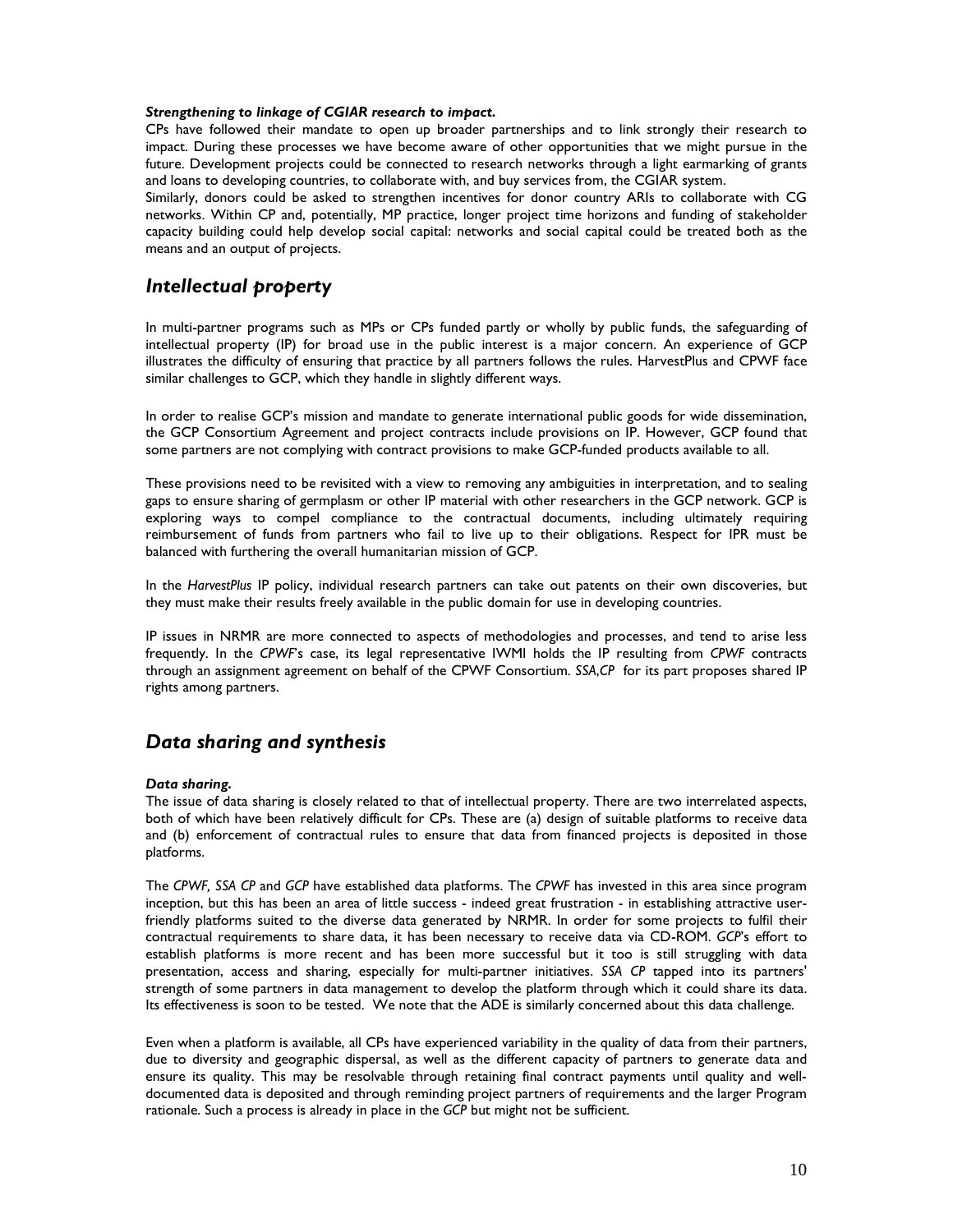***Strengthening to linkage of CGIAR research to impact.***
CPs have followed their mandate to open up broader partnerships and to link strongly their research to impact. During these processes we have become aware of other opportunities that we might pursue in the future. Development projects could be connected to research networks through a light earmarking of grants and loans to developing countries, to collaborate with, and buy services from, the CGIAR system.
Similarly, donors could be asked to strengthen incentives for donor country ARIs to collaborate with CG networks. Within CP and, potentially, MP practice, longer project time horizons and funding of stakeholder capacity building could help develop social capital: networks and social capital could be treated both as the means and an output of projects.

## *Intellectual property*

In multi-partner programs such as MPs or CPs funded partly or wholly by public funds, the safeguarding of intellectual property (IP) for broad use in the public interest is a major concern. An experience of GCP illustrates the difficulty of ensuring that practice by all partners follows the rules. HarvestPlus and CPWF face similar challenges to GCP, which they handle in slightly different ways.

In order to realise GCP's mission and mandate to generate international public goods for wide dissemination, the GCP Consortium Agreement and project contracts include provisions on IP. However, GCP found that some partners are not complying with contract provisions to make GCP-funded products available to all.

These provisions need to be revisited with a view to removing any ambiguities in interpretation, and to sealing gaps to ensure sharing of germplasm or other IP material with other researchers in the GCP network. GCP is exploring ways to compel compliance to the contractual documents, including ultimately requiring reimbursement of funds from partners who fail to live up to their obligations. Respect for IPR must be balanced with furthering the overall humanitarian mission of GCP.

In the *HarvestPlus* IP policy, individual research partners can take out patents on their own discoveries, but they must make their results freely available in the public domain for use in developing countries.

IP issues in NRMR are more connected to aspects of methodologies and processes, and tend to arise less frequently. In the *CPWF*'s case, its legal representative IWMI holds the IP resulting from *CPWF* contracts through an assignment agreement on behalf of the CPWF Consortium. *SSA,CP* for its part proposes shared IP rights among partners.

## *Data sharing and synthesis*

***Data sharing.***
The issue of data sharing is closely related to that of intellectual property. There are two interrelated aspects, both of which have been relatively difficult for CPs. These are (a) design of suitable platforms to receive data and (b) enforcement of contractual rules to ensure that data from financed projects is deposited in those platforms.

The *CPWF, SSA CP* and *GCP* have established data platforms. The *CPWF* has invested in this area since program inception, but this has been an area of little success - indeed great frustration - in establishing attractive user-friendly platforms suited to the diverse data generated by NRMR. In order for some projects to fulfil their contractual requirements to share data, it has been necessary to receive data via CD-ROM. *GCP*'s effort to establish platforms is more recent and has been more successful but it too is still struggling with data presentation, access and sharing, especially for multi-partner initiatives. *SSA CP* tapped into its partners' strength of some partners in data management to develop the platform through which it could share its data. Its effectiveness is soon to be tested. We note that the ADE is similarly concerned about this data challenge.

Even when a platform is available, all CPs have experienced variability in the quality of data from their partners, due to diversity and geographic dispersal, as well as the different capacity of partners to generate data and ensure its quality. This may be resolvable through retaining final contract payments until quality and well-documented data is deposited and through reminding project partners of requirements and the larger Program rationale. Such a process is already in place in the *GCP* but might not be sufficient.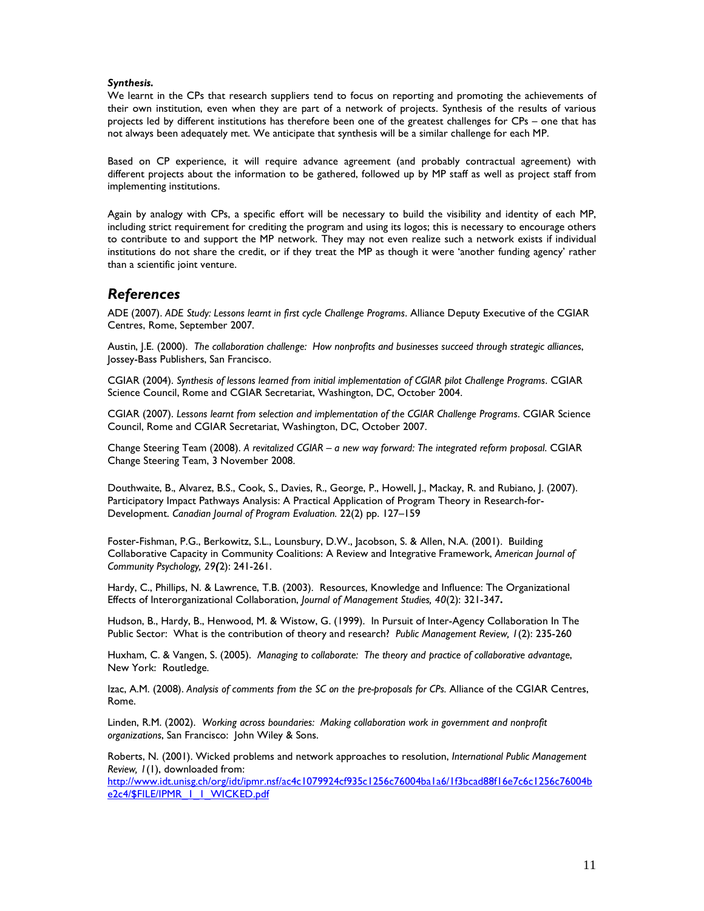***Synthesis.***
We learnt in the CPs that research suppliers tend to focus on reporting and promoting the achievements of their own institution, even when they are part of a network of projects. Synthesis of the results of various projects led by different institutions has therefore been one of the greatest challenges for CPs – one that has not always been adequately met. We anticipate that synthesis will be a similar challenge for each MP.

Based on CP experience, it will require advance agreement (and probably contractual agreement) with different projects about the information to be gathered, followed up by MP staff as well as project staff from implementing institutions.

Again by analogy with CPs, a specific effort will be necessary to build the visibility and identity of each MP, including strict requirement for crediting the program and using its logos; this is necessary to encourage others to contribute to and support the MP network. They may not even realize such a network exists if individual institutions do not share the credit, or if they treat the MP as though it were 'another funding agency' rather than a scientific joint venture.

## References

ADE (2007). *ADE Study: Lessons learnt in first cycle Challenge Programs*. Alliance Deputy Executive of the CGIAR Centres, Rome, September 2007.

Austin, J.E. (2000). *The collaboration challenge: How nonprofits and businesses succeed through strategic alliances*, Jossey-Bass Publishers, San Francisco.

CGIAR (2004). *Synthesis of lessons learned from initial implementation of CGIAR pilot Challenge Programs*. CGIAR Science Council, Rome and CGIAR Secretariat, Washington, DC, October 2004.

CGIAR (2007). *Lessons learnt from selection and implementation of the CGIAR Challenge Programs*. CGIAR Science Council, Rome and CGIAR Secretariat, Washington, DC, October 2007.

Change Steering Team (2008). *A revitalized CGIAR – a new way forward: The integrated reform proposal.* CGIAR Change Steering Team, 3 November 2008.

Douthwaite, B., Alvarez, B.S., Cook, S., Davies, R., George, P., Howell, J., Mackay, R. and Rubiano, J. (2007). Participatory Impact Pathways Analysis: A Practical Application of Program Theory in Research-for-Development. *Canadian Journal of Program Evaluation.* 22(2) pp. 127–159

Foster-Fishman, P.G., Berkowitz, S.L., Lounsbury, D.W., Jacobson, S. & Allen, N.A. (2001). Building Collaborative Capacity in Community Coalitions: A Review and Integrative Framework, *American Journal of Community Psychology, 29(*2): 241-261.

Hardy, C., Phillips, N. & Lawrence, T.B. (2003). Resources, Knowledge and Influence: The Organizational Effects of Interorganizational Collaboration, *Journal of Management Studies, 40*(2): 321-347**.**

Hudson, B., Hardy, B., Henwood, M. & Wistow, G. (1999). In Pursuit of Inter-Agency Collaboration In The Public Sector: What is the contribution of theory and research? *Public Management Review, 1*(2): 235-260

Huxham, C. & Vangen, S. (2005). *Managing to collaborate: The theory and practice of collaborative advantage*, New York: Routledge.

Izac, A.M. (2008). *Analysis of comments from the SC on the pre-proposals for CPs.* Alliance of the CGIAR Centres, Rome.

Linden, R.M. (2002). *Working across boundaries: Making collaboration work in government and nonprofit organizations*, San Francisco: John Wiley & Sons.

Roberts, N. (2001). Wicked problems and network approaches to resolution, *International Public Management Review, 1*(1), downloaded from:
http://www.idt.unisg.ch/org/idt/ipmr.nsf/ac4c1079924cf935c1256c76004ba1a6/1f3bcad88f16e7c6c1256c76004be2c4/$FILE/IPMR_1_1_WICKED.pdf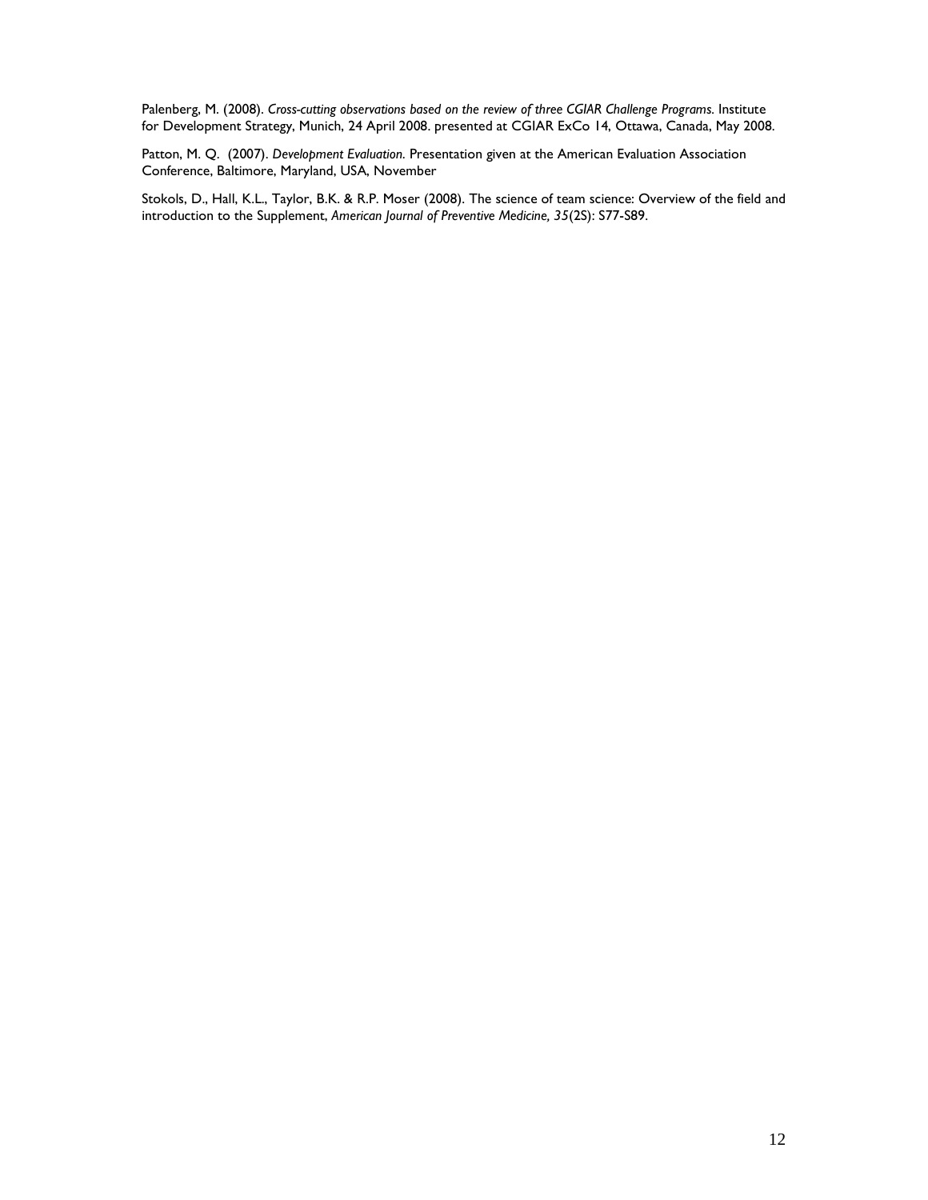Palenberg, M. (2008). *Cross-cutting observations based on the review of three CGIAR Challenge Programs.* Institute for Development Strategy, Munich, 24 April 2008. presented at CGIAR ExCo 14, Ottawa, Canada, May 2008.

Patton, M. Q. (2007). *Development Evaluation.* Presentation given at the American Evaluation Association Conference, Baltimore, Maryland, USA, November

Stokols, D., Hall, K.L., Taylor, B.K. & R.P. Moser (2008). The science of team science: Overview of the field and introduction to the Supplement, *American Journal of Preventive Medicine, 35*(2S): S77-S89.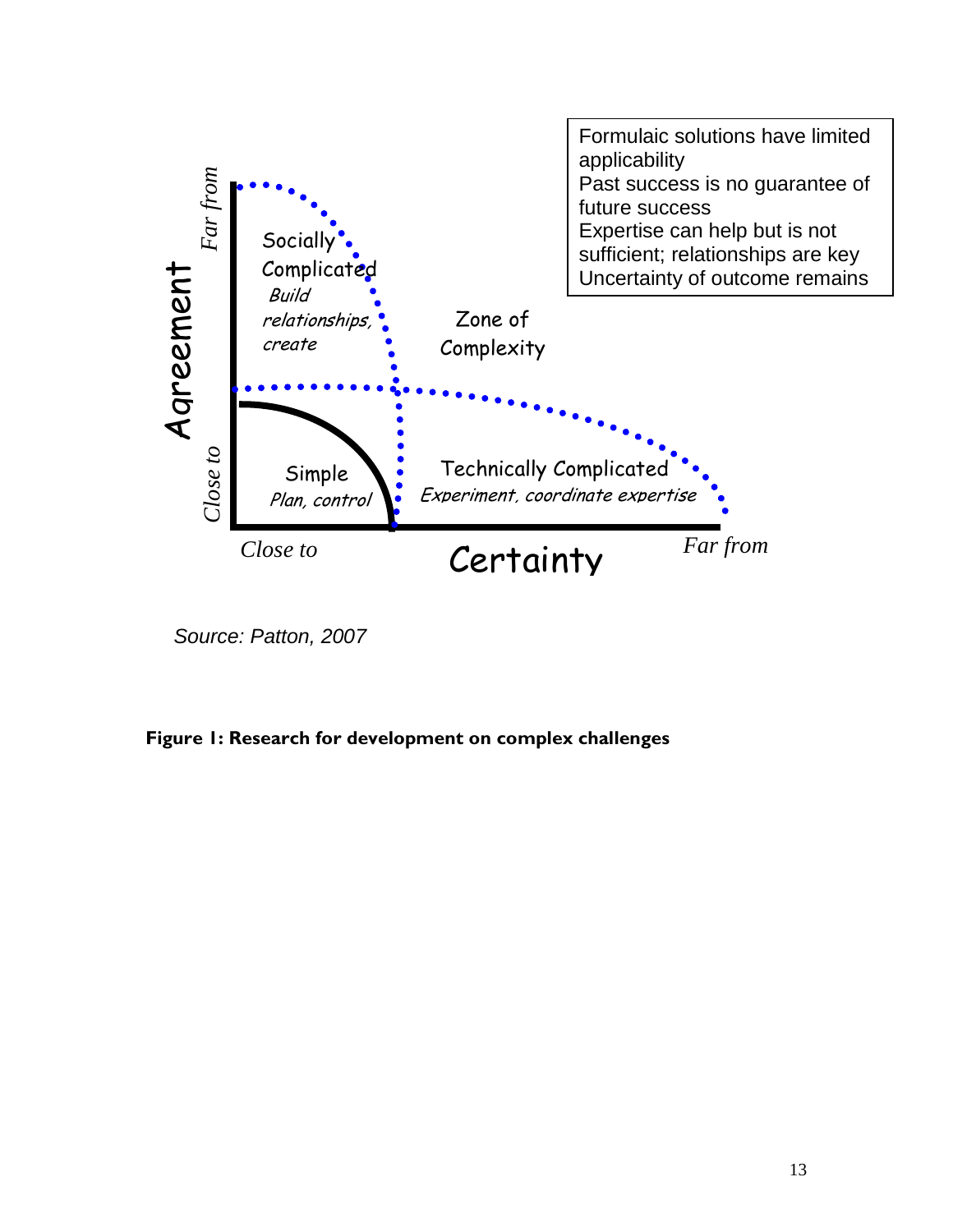Formulaic solutions have limited applicability
Past success is no guarantee of future success
Expertise can help but is not sufficient; relationships are key
Uncertainty of outcome remains

Agreement — Far from / Close to

Socially Complicated
*Build relationships, create*

Zone of Complexity

Simple
*Plan, control*

Technically Complicated
*Experiment, coordinate expertise*

Certainty — Close to / Far from

*Source: Patton, 2007*

**Figure 1: Research for development on complex challenges**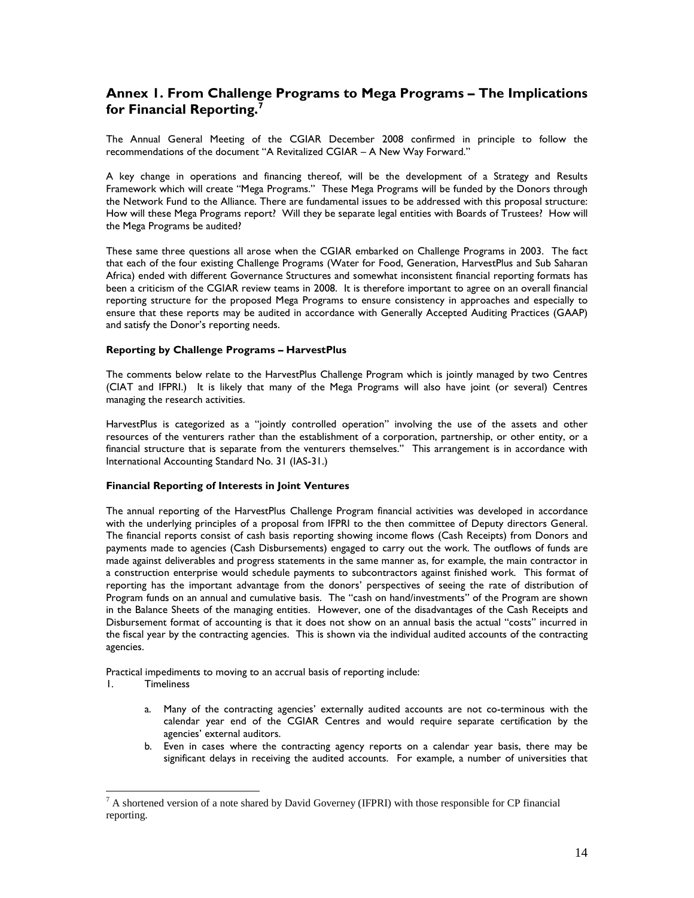## Annex 1. From Challenge Programs to Mega Programs – The Implications for Financial Reporting.[7]

The Annual General Meeting of the CGIAR December 2008 confirmed in principle to follow the recommendations of the document "A Revitalized CGIAR – A New Way Forward."

A key change in operations and financing thereof, will be the development of a Strategy and Results Framework which will create "Mega Programs." These Mega Programs will be funded by the Donors through the Network Fund to the Alliance. There are fundamental issues to be addressed with this proposal structure: How will these Mega Programs report? Will they be separate legal entities with Boards of Trustees? How will the Mega Programs be audited?

These same three questions all arose when the CGIAR embarked on Challenge Programs in 2003. The fact that each of the four existing Challenge Programs (Water for Food, Generation, HarvestPlus and Sub Saharan Africa) ended with different Governance Structures and somewhat inconsistent financial reporting formats has been a criticism of the CGIAR review teams in 2008. It is therefore important to agree on an overall financial reporting structure for the proposed Mega Programs to ensure consistency in approaches and especially to ensure that these reports may be audited in accordance with Generally Accepted Auditing Practices (GAAP) and satisfy the Donor's reporting needs.

**Reporting by Challenge Programs – HarvestPlus**

The comments below relate to the HarvestPlus Challenge Program which is jointly managed by two Centres (CIAT and IFPRI.) It is likely that many of the Mega Programs will also have joint (or several) Centres managing the research activities.

HarvestPlus is categorized as a "jointly controlled operation" involving the use of the assets and other resources of the venturers rather than the establishment of a corporation, partnership, or other entity, or a financial structure that is separate from the venturers themselves." This arrangement is in accordance with International Accounting Standard No. 31 (IAS-31.)

**Financial Reporting of Interests in Joint Ventures**

The annual reporting of the HarvestPlus Challenge Program financial activities was developed in accordance with the underlying principles of a proposal from IFPRI to the then committee of Deputy directors General. The financial reports consist of cash basis reporting showing income flows (Cash Receipts) from Donors and payments made to agencies (Cash Disbursements) engaged to carry out the work. The outflows of funds are made against deliverables and progress statements in the same manner as, for example, the main contractor in a construction enterprise would schedule payments to subcontractors against finished work. This format of reporting has the important advantage from the donors' perspectives of seeing the rate of distribution of Program funds on an annual and cumulative basis. The "cash on hand/investments" of the Program are shown in the Balance Sheets of the managing entities. However, one of the disadvantages of the Cash Receipts and Disbursement format of accounting is that it does not show on an annual basis the actual "costs" incurred in the fiscal year by the contracting agencies. This is shown via the individual audited accounts of the contracting agencies.

Practical impediments to moving to an accrual basis of reporting include:

1. Timeliness

   a. Many of the contracting agencies' externally audited accounts are not co-terminous with the calendar year end of the CGIAR Centres and would require separate certification by the agencies' external auditors.

   b. Even in cases where the contracting agency reports on a calendar year basis, there may be significant delays in receiving the audited accounts. For example, a number of universities that

---

[7] A shortened version of a note shared by David Governey (IFPRI) with those responsible for CP financial reporting.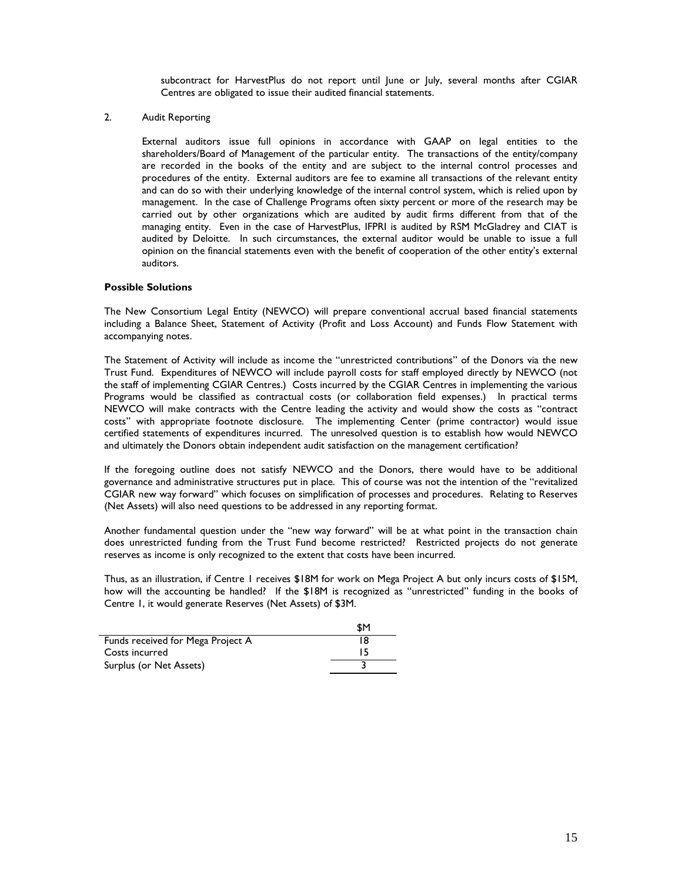subcontract for HarvestPlus do not report until June or July, several months after CGIAR Centres are obligated to issue their audited financial statements.

2. Audit Reporting

External auditors issue full opinions in accordance with GAAP on legal entities to the shareholders/Board of Management of the particular entity. The transactions of the entity/company are recorded in the books of the entity and are subject to the internal control processes and procedures of the entity. External auditors are fee to examine all transactions of the relevant entity and can do so with their underlying knowledge of the internal control system, which is relied upon by management. In the case of Challenge Programs often sixty percent or more of the research may be carried out by other organizations which are audited by audit firms different from that of the managing entity. Even in the case of HarvestPlus, IFPRI is audited by RSM McGladrey and CIAT is audited by Deloitte. In such circumstances, the external auditor would be unable to issue a full opinion on the financial statements even with the benefit of cooperation of the other entity's external auditors.

**Possible Solutions**

The New Consortium Legal Entity (NEWCO) will prepare conventional accrual based financial statements including a Balance Sheet, Statement of Activity (Profit and Loss Account) and Funds Flow Statement with accompanying notes.

The Statement of Activity will include as income the "unrestricted contributions" of the Donors via the new Trust Fund. Expenditures of NEWCO will include payroll costs for staff employed directly by NEWCO (not the staff of implementing CGIAR Centres.) Costs incurred by the CGIAR Centres in implementing the various Programs would be classified as contractual costs (or collaboration field expenses.) In practical terms NEWCO will make contracts with the Centre leading the activity and would show the costs as "contract costs" with appropriate footnote disclosure. The implementing Center (prime contractor) would issue certified statements of expenditures incurred. The unresolved question is to establish how would NEWCO and ultimately the Donors obtain independent audit satisfaction on the management certification?

If the foregoing outline does not satisfy NEWCO and the Donors, there would have to be additional governance and administrative structures put in place. This of course was not the intention of the "revitalized CGIAR new way forward" which focuses on simplification of processes and procedures. Relating to Reserves (Net Assets) will also need questions to be addressed in any reporting format.

Another fundamental question under the "new way forward" will be at what point in the transaction chain does unrestricted funding from the Trust Fund become restricted? Restricted projects do not generate reserves as income is only recognized to the extent that costs have been incurred.

Thus, as an illustration, if Centre 1 receives \$18M for work on Mega Project A but only incurs costs of \$15M, how will the accounting be handled? If the \$18M is recognized as "unrestricted" funding in the books of Centre 1, it would generate Reserves (Net Assets) of \$3M.

| | \$M |
|---|---|
| Funds received for Mega Project A | 18 |
| Costs incurred | 15 |
| Surplus (or Net Assets) | 3 |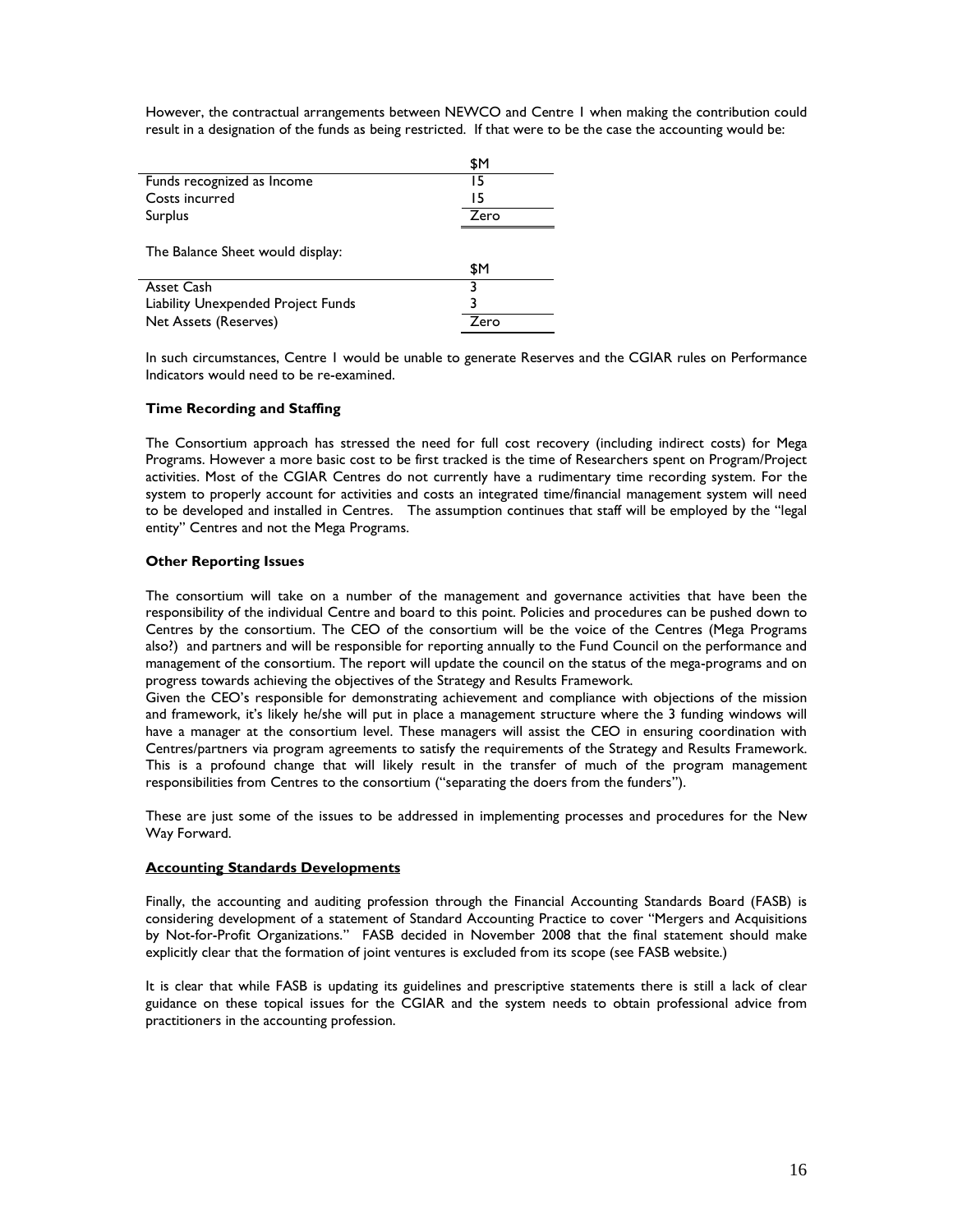However, the contractual arrangements between NEWCO and Centre 1 when making the contribution could result in a designation of the funds as being restricted. If that were to be the case the accounting would be:

| | $M |
|---|---|
| Funds recognized as Income | 15 |
| Costs incurred | 15 |
| Surplus | Zero |

The Balance Sheet would display:

| | $M |
|---|---|
| Asset Cash | 3 |
| Liability Unexpended Project Funds | 3 |
| Net Assets (Reserves) | Zero |

In such circumstances, Centre 1 would be unable to generate Reserves and the CGIAR rules on Performance Indicators would need to be re-examined.

**Time Recording and Staffing**

The Consortium approach has stressed the need for full cost recovery (including indirect costs) for Mega Programs. However a more basic cost to be first tracked is the time of Researchers spent on Program/Project activities. Most of the CGIAR Centres do not currently have a rudimentary time recording system. For the system to properly account for activities and costs an integrated time/financial management system will need to be developed and installed in Centres. The assumption continues that staff will be employed by the "legal entity" Centres and not the Mega Programs.

**Other Reporting Issues**

The consortium will take on a number of the management and governance activities that have been the responsibility of the individual Centre and board to this point. Policies and procedures can be pushed down to Centres by the consortium. The CEO of the consortium will be the voice of the Centres (Mega Programs also?) and partners and will be responsible for reporting annually to the Fund Council on the performance and management of the consortium. The report will update the council on the status of the mega-programs and on progress towards achieving the objectives of the Strategy and Results Framework.
Given the CEO's responsible for demonstrating achievement and compliance with objections of the mission and framework, it's likely he/she will put in place a management structure where the 3 funding windows will have a manager at the consortium level. These managers will assist the CEO in ensuring coordination with Centres/partners via program agreements to satisfy the requirements of the Strategy and Results Framework. This is a profound change that will likely result in the transfer of much of the program management responsibilities from Centres to the consortium ("separating the doers from the funders").

These are just some of the issues to be addressed in implementing processes and procedures for the New Way Forward.

**Accounting Standards Developments**

Finally, the accounting and auditing profession through the Financial Accounting Standards Board (FASB) is considering development of a statement of Standard Accounting Practice to cover "Mergers and Acquisitions by Not-for-Profit Organizations." FASB decided in November 2008 that the final statement should make explicitly clear that the formation of joint ventures is excluded from its scope (see FASB website.)

It is clear that while FASB is updating its guidelines and prescriptive statements there is still a lack of clear guidance on these topical issues for the CGIAR and the system needs to obtain professional advice from practitioners in the accounting profession.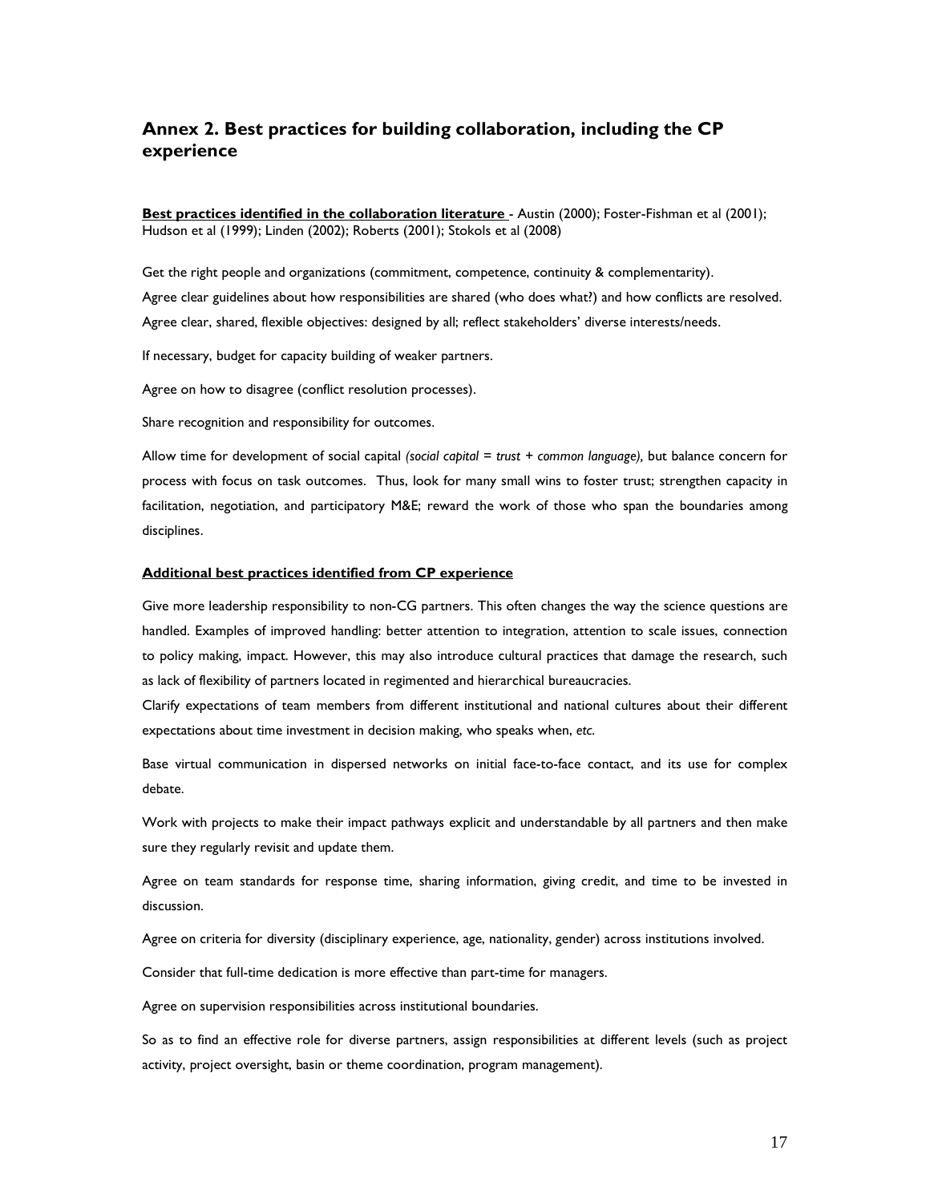## Annex 2. Best practices for building collaboration, including the CP experience

**<u>Best practices identified in the collaboration literature</u>** - Austin (2000); Foster-Fishman et al (2001); Hudson et al (1999); Linden (2002); Roberts (2001); Stokols et al (2008)

Get the right people and organizations (commitment, competence, continuity & complementarity).

Agree clear guidelines about how responsibilities are shared (who does what?) and how conflicts are resolved.

Agree clear, shared, flexible objectives: designed by all; reflect stakeholders' diverse interests/needs.

If necessary, budget for capacity building of weaker partners.

Agree on how to disagree (conflict resolution processes).

Share recognition and responsibility for outcomes.

Allow time for development of social capital *(social capital = trust + common language),* but balance concern for process with focus on task outcomes. Thus, look for many small wins to foster trust; strengthen capacity in facilitation, negotiation, and participatory M&E; reward the work of those who span the boundaries among disciplines.

**<u>Additional best practices identified from CP experience</u>**

Give more leadership responsibility to non-CG partners. This often changes the way the science questions are handled. Examples of improved handling: better attention to integration, attention to scale issues, connection to policy making, impact. However, this may also introduce cultural practices that damage the research, such as lack of flexibility of partners located in regimented and hierarchical bureaucracies.

Clarify expectations of team members from different institutional and national cultures about their different expectations about time investment in decision making, who speaks when, *etc.*

Base virtual communication in dispersed networks on initial face-to-face contact, and its use for complex debate.

Work with projects to make their impact pathways explicit and understandable by all partners and then make sure they regularly revisit and update them.

Agree on team standards for response time, sharing information, giving credit, and time to be invested in discussion.

Agree on criteria for diversity (disciplinary experience, age, nationality, gender) across institutions involved.

Consider that full-time dedication is more effective than part-time for managers.

Agree on supervision responsibilities across institutional boundaries.

So as to find an effective role for diverse partners, assign responsibilities at different levels (such as project activity, project oversight, basin or theme coordination, program management).